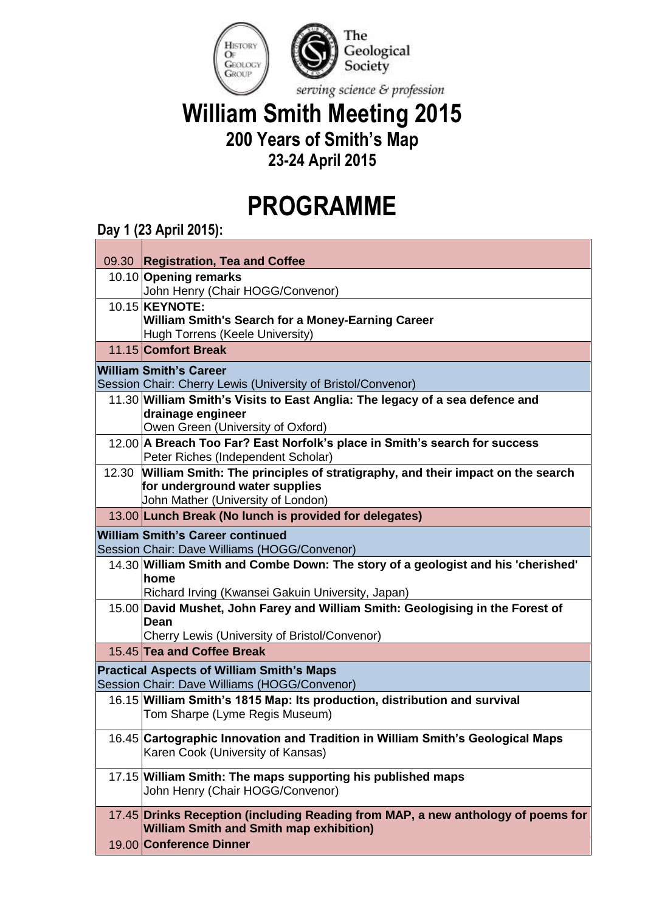The Geological Society

*serving science & profession*

# William Smith Meeting 2015

## 200 Years of Smith's Map

### 23-24 April 2015

# PROGRAMME

## Day 1 (23 April 2015):

| Time | Event |
|---|---|
| 09.30 | **Registration, Tea and Coffee** |
| 10.10 | **Opening remarks**<br>John Henry (Chair HOGG/Convenor) |
| 10.15 | **KEYNOTE:**<br>**William Smith's Search for a Money-Earning Career**<br>Hugh Torrens (Keele University) |
| 11.15 | **Comfort Break** |
| | **William Smith's Career**<br>Session Chair: Cherry Lewis (University of Bristol/Convenor) |
| 11.30 | **William Smith's Visits to East Anglia: The legacy of a sea defence and drainage engineer**<br>Owen Green (University of Oxford) |
| 12.00 | **A Breach Too Far? East Norfolk's place in Smith's search for success**<br>Peter Riches (Independent Scholar) |
| 12.30 | **William Smith: The principles of stratigraphy, and their impact on the search for underground water supplies**<br>John Mather (University of London) |
| 13.00 | **Lunch Break (No lunch is provided for delegates)** |
| | **William Smith's Career continued**<br>Session Chair: Dave Williams (HOGG/Convenor) |
| 14.30 | **William Smith and Combe Down: The story of a geologist and his 'cherished' home**<br>Richard Irving (Kwansei Gakuin University, Japan) |
| 15.00 | **David Mushet, John Farey and William Smith: Geologising in the Forest of Dean**<br>Cherry Lewis (University of Bristol/Convenor) |
| 15.45 | **Tea and Coffee Break** |
| | **Practical Aspects of William Smith's Maps**<br>Session Chair: Dave Williams (HOGG/Convenor) |
| 16.15 | **William Smith's 1815 Map: Its production, distribution and survival**<br>Tom Sharpe (Lyme Regis Museum) |
| 16.45 | **Cartographic Innovation and Tradition in William Smith's Geological Maps**<br>Karen Cook (University of Kansas) |
| 17.15 | **William Smith: The maps supporting his published maps**<br>John Henry (Chair HOGG/Convenor) |
| 17.45 | **Drinks Reception (including Reading from MAP, a new anthology of poems for William Smith and Smith map exhibition)** |
| 19.00 | **Conference Dinner** |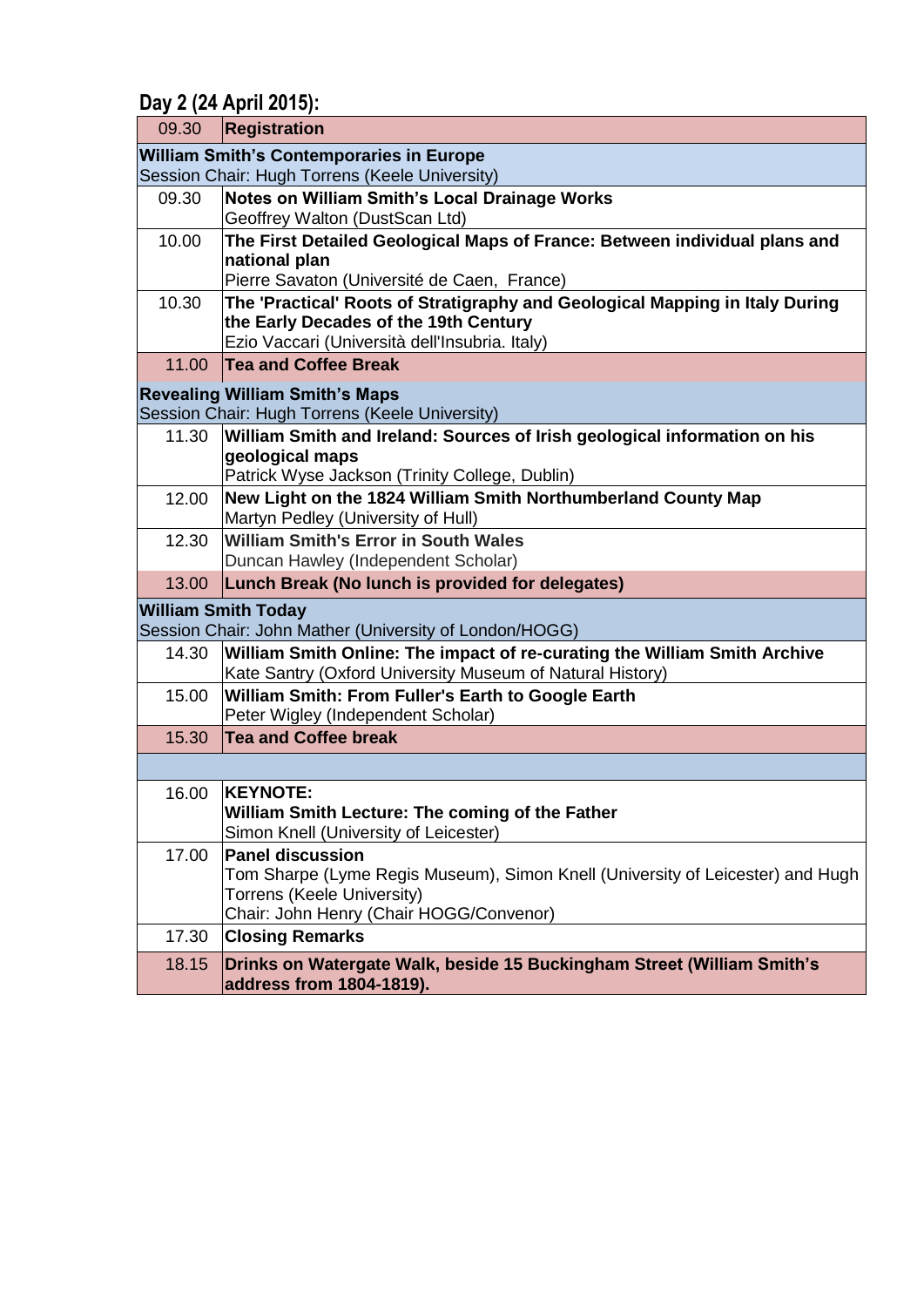## Day 2 (24 April 2015):

| | |
|---|---|
| 09.30 | **Registration** |
| **William Smith's Contemporaries in Europe**<br>Session Chair: Hugh Torrens (Keele University) | |
| 09.30 | **Notes on William Smith's Local Drainage Works**<br>Geoffrey Walton (DustScan Ltd) |
| 10.00 | **The First Detailed Geological Maps of France: Between individual plans and national plan**<br>Pierre Savaton (Université de Caen, France) |
| 10.30 | **The 'Practical' Roots of Stratigraphy and Geological Mapping in Italy During the Early Decades of the 19th Century**<br>Ezio Vaccari (Università dell'Insubria. Italy) |
| 11.00 | **Tea and Coffee Break** |
| **Revealing William Smith's Maps**<br>Session Chair: Hugh Torrens (Keele University) | |
| 11.30 | **William Smith and Ireland: Sources of Irish geological information on his geological maps**<br>Patrick Wyse Jackson (Trinity College, Dublin) |
| 12.00 | **New Light on the 1824 William Smith Northumberland County Map**<br>Martyn Pedley (University of Hull) |
| 12.30 | **William Smith's Error in South Wales**<br>Duncan Hawley (Independent Scholar) |
| 13.00 | **Lunch Break (No lunch is provided for delegates)** |
| **William Smith Today**<br>Session Chair: John Mather (University of London/HOGG) | |
| 14.30 | **William Smith Online: The impact of re-curating the William Smith Archive**<br>Kate Santry (Oxford University Museum of Natural History) |
| 15.00 | **William Smith: From Fuller's Earth to Google Earth**<br>Peter Wigley (Independent Scholar) |
| 15.30 | **Tea and Coffee break** |
| | |
| 16.00 | **KEYNOTE:**<br>**William Smith Lecture: The coming of the Father**<br>Simon Knell (University of Leicester) |
| 17.00 | **Panel discussion**<br>Tom Sharpe (Lyme Regis Museum), Simon Knell (University of Leicester) and Hugh Torrens (Keele University)<br>Chair: John Henry (Chair HOGG/Convenor) |
| 17.30 | **Closing Remarks** |
| 18.15 | **Drinks on Watergate Walk, beside 15 Buckingham Street (William Smith's address from 1804-1819).** |